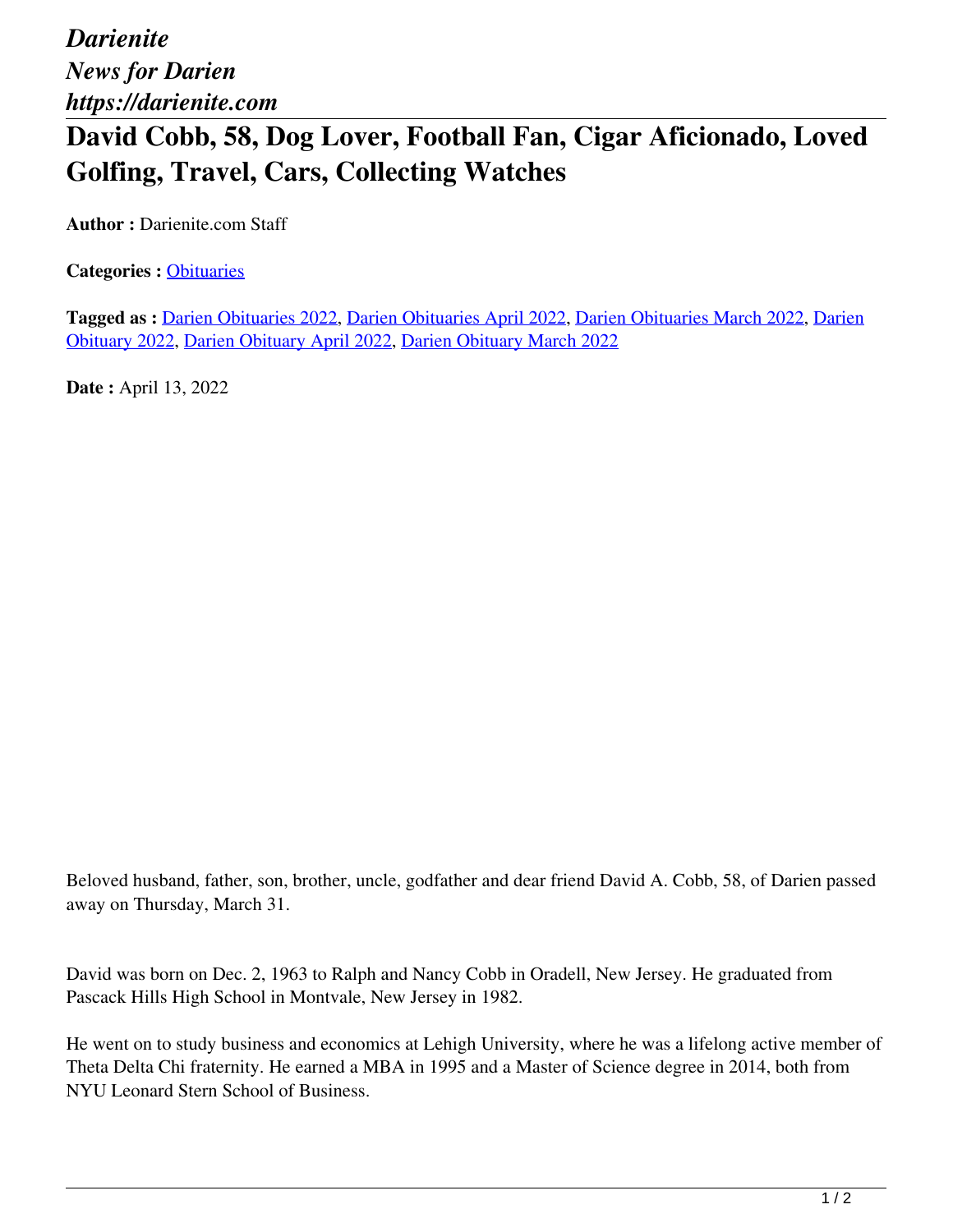*Darienite*
*News for Darien*
*https://darienite.com*

# David Cobb, 58, Dog Lover, Football Fan, Cigar Aficionado, Loved Golfing, Travel, Cars, Collecting Watches

**Author :** Darienite.com Staff

**Categories :** Obituaries

**Tagged as :** Darien Obituaries 2022, Darien Obituaries April 2022, Darien Obituaries March 2022, Darien Obituary 2022, Darien Obituary April 2022, Darien Obituary March 2022

**Date :** April 13, 2022

Beloved husband, father, son, brother, uncle, godfather and dear friend David A. Cobb, 58, of Darien passed away on Thursday, March 31.

David was born on Dec. 2, 1963 to Ralph and Nancy Cobb in Oradell, New Jersey. He graduated from Pascack Hills High School in Montvale, New Jersey in 1982.

He went on to study business and economics at Lehigh University, where he was a lifelong active member of Theta Delta Chi fraternity. He earned a MBA in 1995 and a Master of Science degree in 2014, both from NYU Leonard Stern School of Business.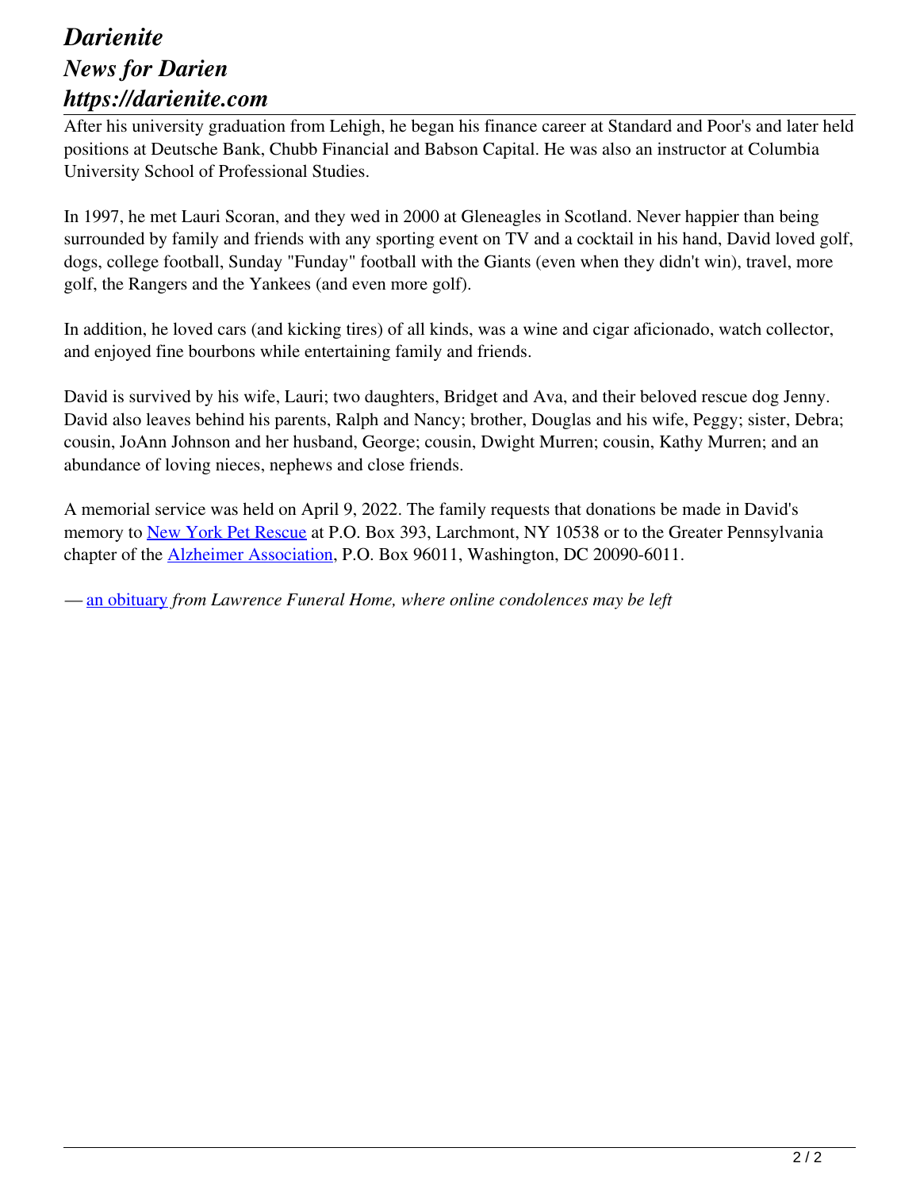After his university graduation from Lehigh, he began his finance career at Standard and Poor's and later held positions at Deutsche Bank, Chubb Financial and Babson Capital. He was also an instructor at Columbia University School of Professional Studies.

In 1997, he met Lauri Scoran, and they wed in 2000 at Gleneagles in Scotland. Never happier than being surrounded by family and friends with any sporting event on TV and a cocktail in his hand, David loved golf, dogs, college football, Sunday "Funday" football with the Giants (even when they didn't win), travel, more golf, the Rangers and the Yankees (and even more golf).

In addition, he loved cars (and kicking tires) of all kinds, was a wine and cigar aficionado, watch collector, and enjoyed fine bourbons while entertaining family and friends.

David is survived by his wife, Lauri; two daughters, Bridget and Ava, and their beloved rescue dog Jenny. David also leaves behind his parents, Ralph and Nancy; brother, Douglas and his wife, Peggy; sister, Debra; cousin, JoAnn Johnson and her husband, George; cousin, Dwight Murren; cousin, Kathy Murren; and an abundance of loving nieces, nephews and close friends.

A memorial service was held on April 9, 2022. The family requests that donations be made in David's memory to New York Pet Rescue at P.O. Box 393, Larchmont, NY 10538 or to the Greater Pennsylvania chapter of the Alzheimer Association, P.O. Box 96011, Washington, DC 20090-6011.

— an obituary *from Lawrence Funeral Home, where online condolences may be left*